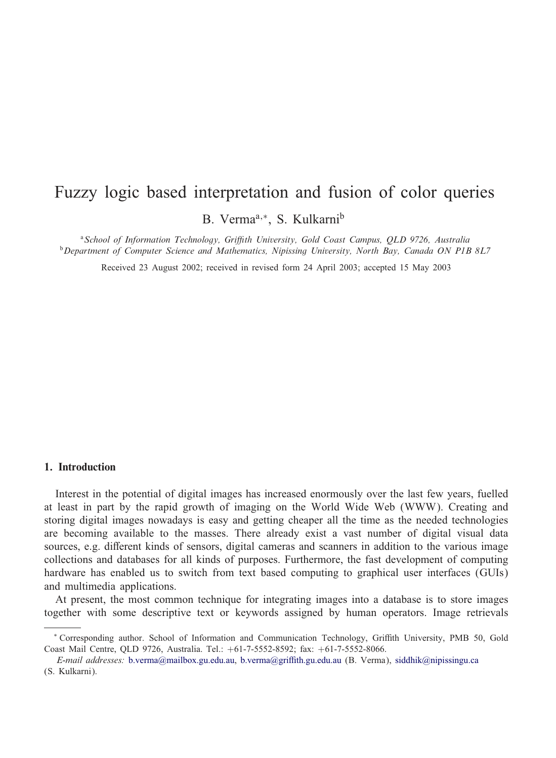# Fuzzy logic based interpretation and fusion of color queries

B. Verma[a,*], S. Kulkarni[b]

[a] *School of Information Technology, Griffith University, Gold Coast Campus, QLD 9726, Australia*
[b] *Department of Computer Science and Mathematics, Nipissing University, North Bay, Canada ON P1B 8L7*

Received 23 August 2002; received in revised form 24 April 2003; accepted 15 May 2003

## 1. Introduction

Interest in the potential of digital images has increased enormously over the last few years, fuelled at least in part by the rapid growth of imaging on the World Wide Web (WWW). Creating and storing digital images nowadays is easy and getting cheaper all the time as the needed technologies are becoming available to the masses. There already exist a vast number of digital visual data sources, e.g. different kinds of sensors, digital cameras and scanners in addition to the various image collections and databases for all kinds of purposes. Furthermore, the fast development of computing hardware has enabled us to switch from text based computing to graphical user interfaces (GUIs) and multimedia applications.

At present, the most common technique for integrating images into a database is to store images together with some descriptive text or keywords assigned by human operators. Image retrievals

---

* Corresponding author. School of Information and Communication Technology, Griffith University, PMB 50, Gold Coast Mail Centre, QLD 9726, Australia. Tel.: +61-7-5552-8592; fax: +61-7-5552-8066.

*E-mail addresses:* b.verma@mailbox.gu.edu.au, b.verma@griffith.gu.edu.au (B. Verma), siddhik@nipissingu.ca (S. Kulkarni).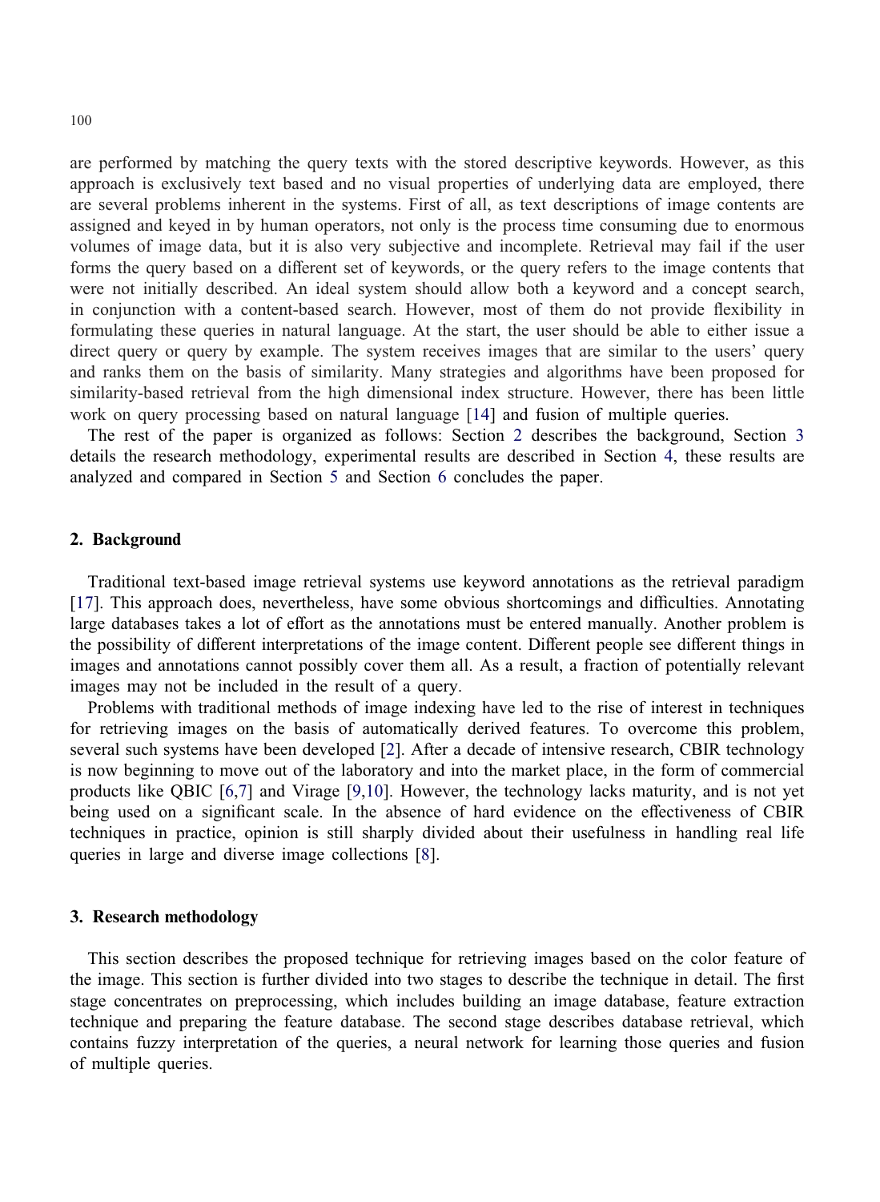are performed by matching the query texts with the stored descriptive keywords. However, as this approach is exclusively text based and no visual properties of underlying data are employed, there are several problems inherent in the systems. First of all, as text descriptions of image contents are assigned and keyed in by human operators, not only is the process time consuming due to enormous volumes of image data, but it is also very subjective and incomplete. Retrieval may fail if the user forms the query based on a different set of keywords, or the query refers to the image contents that were not initially described. An ideal system should allow both a keyword and a concept search, in conjunction with a content-based search. However, most of them do not provide flexibility in formulating these queries in natural language. At the start, the user should be able to either issue a direct query or query by example. The system receives images that are similar to the users' query and ranks them on the basis of similarity. Many strategies and algorithms have been proposed for similarity-based retrieval from the high dimensional index structure. However, there has been little work on query processing based on natural language [14] and fusion of multiple queries.

The rest of the paper is organized as follows: Section 2 describes the background, Section 3 details the research methodology, experimental results are described in Section 4, these results are analyzed and compared in Section 5 and Section 6 concludes the paper.

## 2. Background

Traditional text-based image retrieval systems use keyword annotations as the retrieval paradigm [17]. This approach does, nevertheless, have some obvious shortcomings and difficulties. Annotating large databases takes a lot of effort as the annotations must be entered manually. Another problem is the possibility of different interpretations of the image content. Different people see different things in images and annotations cannot possibly cover them all. As a result, a fraction of potentially relevant images may not be included in the result of a query.

Problems with traditional methods of image indexing have led to the rise of interest in techniques for retrieving images on the basis of automatically derived features. To overcome this problem, several such systems have been developed [2]. After a decade of intensive research, CBIR technology is now beginning to move out of the laboratory and into the market place, in the form of commercial products like QBIC [6,7] and Virage [9,10]. However, the technology lacks maturity, and is not yet being used on a significant scale. In the absence of hard evidence on the effectiveness of CBIR techniques in practice, opinion is still sharply divided about their usefulness in handling real life queries in large and diverse image collections [8].

## 3. Research methodology

This section describes the proposed technique for retrieving images based on the color feature of the image. This section is further divided into two stages to describe the technique in detail. The first stage concentrates on preprocessing, which includes building an image database, feature extraction technique and preparing the feature database. The second stage describes database retrieval, which contains fuzzy interpretation of the queries, a neural network for learning those queries and fusion of multiple queries.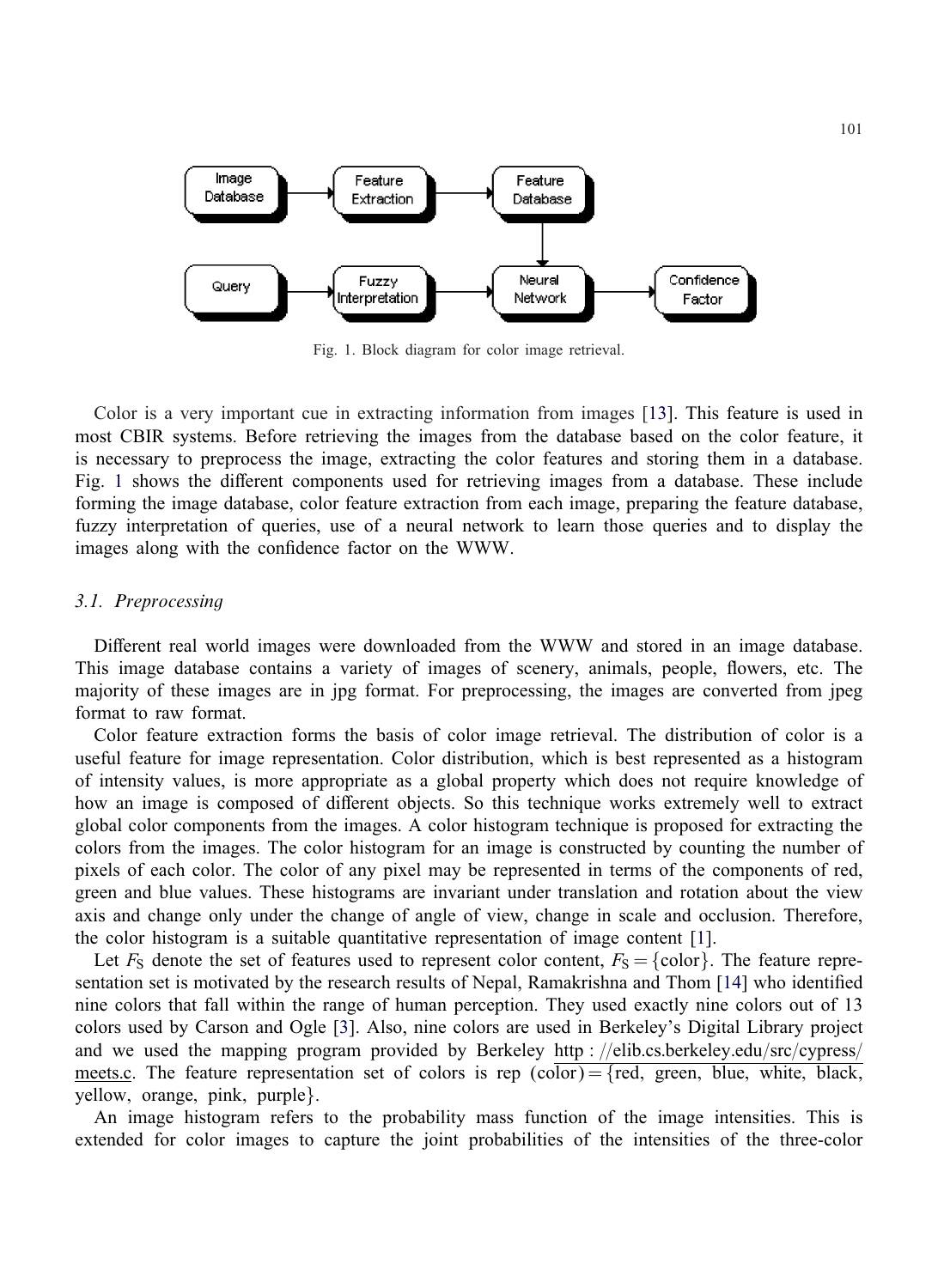Image Database
Feature Extraction
Feature Database
Query
Fuzzy Interpretation
Neural Network
Confidence Factor

Fig. 1. Block diagram for color image retrieval.

Color is a very important cue in extracting information from images [13]. This feature is used in most CBIR systems. Before retrieving the images from the database based on the color feature, it is necessary to preprocess the image, extracting the color features and storing them in a database. Fig. 1 shows the different components used for retrieving images from a database. These include forming the image database, color feature extraction from each image, preparing the feature database, fuzzy interpretation of queries, use of a neural network to learn those queries and to display the images along with the confidence factor on the WWW.

### *3.1. Preprocessing*

Different real world images were downloaded from the WWW and stored in an image database. This image database contains a variety of images of scenery, animals, people, flowers, etc. The majority of these images are in jpg format. For preprocessing, the images are converted from jpeg format to raw format.

Color feature extraction forms the basis of color image retrieval. The distribution of color is a useful feature for image representation. Color distribution, which is best represented as a histogram of intensity values, is more appropriate as a global property which does not require knowledge of how an image is composed of different objects. So this technique works extremely well to extract global color components from the images. A color histogram technique is proposed for extracting the colors from the images. The color histogram for an image is constructed by counting the number of pixels of each color. The color of any pixel may be represented in terms of the components of red, green and blue values. These histograms are invariant under translation and rotation about the view axis and change only under the change of angle of view, change in scale and occlusion. Therefore, the color histogram is a suitable quantitative representation of image content [1].

Let $F_S$ denote the set of features used to represent color content, $F_S = \{\text{color}\}$. The feature representation set is motivated by the research results of Nepal, Ramakrishna and Thom [14] who identified nine colors that fall within the range of human perception. They used exactly nine colors out of 13 colors used by Carson and Ogle [3]. Also, nine colors are used in Berkeley's Digital Library project and we used the mapping program provided by Berkeley http://elib.cs.berkeley.edu/src/cypress/meets.c. The feature representation set of colors is rep $(\text{color}) = \{\text{red, green, blue, white, black, yellow, orange, pink, purple}\}$.

An image histogram refers to the probability mass function of the image intensities. This is extended for color images to capture the joint probabilities of the intensities of the three-color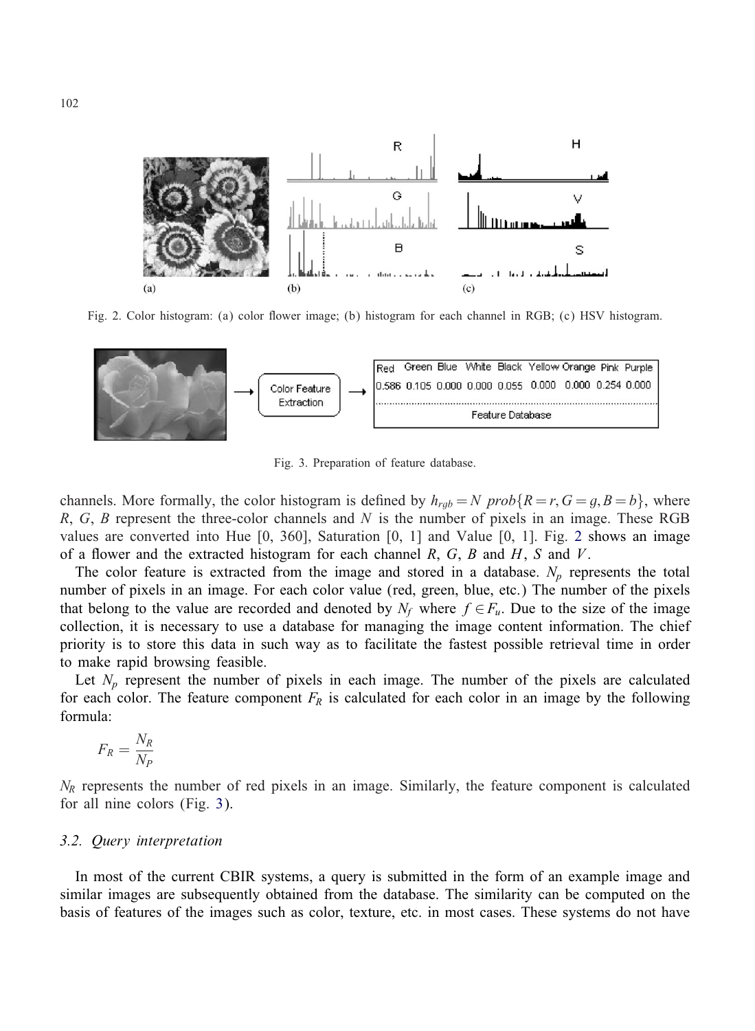Fig. 2. Color histogram: (a) color flower image; (b) histogram for each channel in RGB; (c) HSV histogram.

Fig. 3. Preparation of feature database.

channels. More formally, the color histogram is defined by $h_{rgb} = N \; prob\{R = r, G = g, B = b\}$, where $R$, $G$, $B$ represent the three-color channels and $N$ is the number of pixels in an image. These RGB values are converted into Hue [0, 360], Saturation [0, 1] and Value [0, 1]. Fig. 2 shows an image of a flower and the extracted histogram for each channel $R$, $G$, $B$ and $H$, $S$ and $V$.

The color feature is extracted from the image and stored in a database. $N_p$ represents the total number of pixels in an image. For each color value (red, green, blue, etc.) The number of the pixels that belong to the value are recorded and denoted by $N_f$ where $f \in F_u$. Due to the size of the image collection, it is necessary to use a database for managing the image content information. The chief priority is to store this data in such way as to facilitate the fastest possible retrieval time in order to make rapid browsing feasible.

Let $N_p$ represent the number of pixels in each image. The number of the pixels are calculated for each color. The feature component $F_R$ is calculated for each color in an image by the following formula:

$$F_R = \frac{N_R}{N_P}$$

$N_R$ represents the number of red pixels in an image. Similarly, the feature component is calculated for all nine colors (Fig. 3).

### 3.2. Query interpretation

In most of the current CBIR systems, a query is submitted in the form of an example image and similar images are subsequently obtained from the database. The similarity can be computed on the basis of features of the images such as color, texture, etc. in most cases. These systems do not have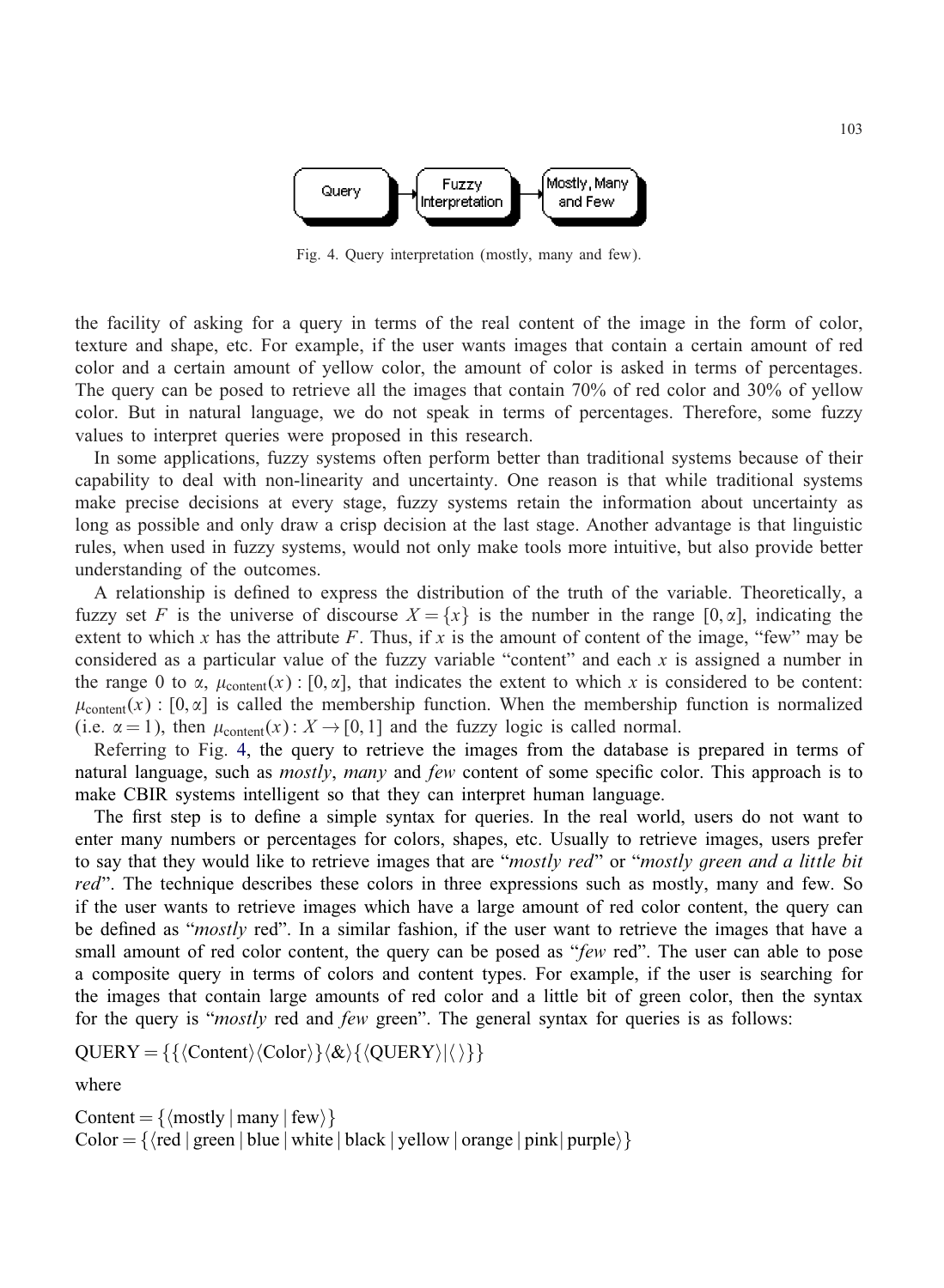Fig. 4. Query interpretation (mostly, many and few).

the facility of asking for a query in terms of the real content of the image in the form of color, texture and shape, etc. For example, if the user wants images that contain a certain amount of red color and a certain amount of yellow color, the amount of color is asked in terms of percentages. The query can be posed to retrieve all the images that contain 70% of red color and 30% of yellow color. But in natural language, we do not speak in terms of percentages. Therefore, some fuzzy values to interpret queries were proposed in this research.

In some applications, fuzzy systems often perform better than traditional systems because of their capability to deal with non-linearity and uncertainty. One reason is that while traditional systems make precise decisions at every stage, fuzzy systems retain the information about uncertainty as long as possible and only draw a crisp decision at the last stage. Another advantage is that linguistic rules, when used in fuzzy systems, would not only make tools more intuitive, but also provide better understanding of the outcomes.

A relationship is defined to express the distribution of the truth of the variable. Theoretically, a fuzzy set $F$ is the universe of discourse $X = \{x\}$ is the number in the range $[0, \alpha]$, indicating the extent to which $x$ has the attribute $F$. Thus, if $x$ is the amount of content of the image, "few" may be considered as a particular value of the fuzzy variable "content" and each $x$ is assigned a number in the range 0 to $\alpha$, $\mu_{\text{content}}(x) : [0, \alpha]$, that indicates the extent to which $x$ is considered to be content: $\mu_{\text{content}}(x) : [0, \alpha]$ is called the membership function. When the membership function is normalized (i.e. $\alpha = 1$), then $\mu_{\text{content}}(x) : X \to [0, 1]$ and the fuzzy logic is called normal.

Referring to Fig. 4, the query to retrieve the images from the database is prepared in terms of natural language, such as *mostly*, *many* and *few* content of some specific color. This approach is to make CBIR systems intelligent so that they can interpret human language.

The first step is to define a simple syntax for queries. In the real world, users do not want to enter many numbers or percentages for colors, shapes, etc. Usually to retrieve images, users prefer to say that they would like to retrieve images that are "*mostly red*" or "*mostly green and a little bit red*". The technique describes these colors in three expressions such as mostly, many and few. So if the user wants to retrieve images which have a large amount of red color content, the query can be defined as "*mostly* red". In a similar fashion, if the user want to retrieve the images that have a small amount of red color content, the query can be posed as "*few* red". The user can able to pose a composite query in terms of colors and content types. For example, if the user is searching for the images that contain large amounts of red color and a little bit of green color, then the syntax for the query is "*mostly* red and *few* green". The general syntax for queries is as follows:

$$\text{QUERY} = \{\{\langle\text{Content}\rangle\langle\text{Color}\rangle\}\langle\&\rangle\{\langle\text{QUERY}\rangle|\langle\,\rangle\}\}$$

where

$$\text{Content} = \{\langle\text{mostly} \mid \text{many} \mid \text{few}\rangle\}$$
$$\text{Color} = \{\langle\text{red} \mid \text{green} \mid \text{blue} \mid \text{white} \mid \text{black} \mid \text{yellow} \mid \text{orange} \mid \text{pink} \mid \text{purple}\rangle\}$$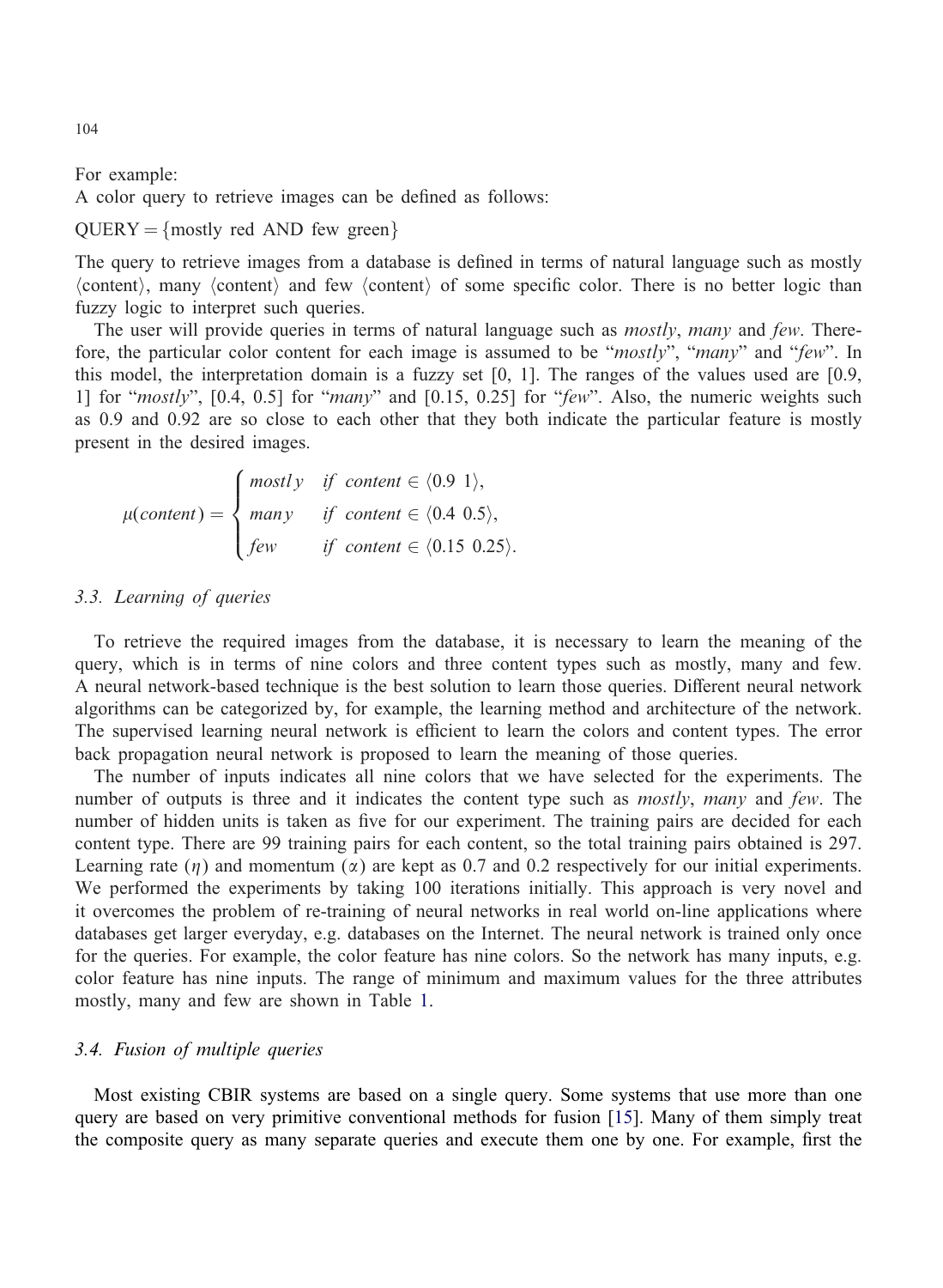For example:

A color query to retrieve images can be defined as follows:

QUERY = {mostly red AND few green}

The query to retrieve images from a database is defined in terms of natural language such as mostly ⟨content⟩, many ⟨content⟩ and few ⟨content⟩ of some specific color. There is no better logic than fuzzy logic to interpret such queries.

The user will provide queries in terms of natural language such as *mostly*, *many* and *few*. Therefore, the particular color content for each image is assumed to be "*mostly*", "*many*" and "*few*". In this model, the interpretation domain is a fuzzy set [0, 1]. The ranges of the values used are [0.9, 1] for "*mostly*", [0.4, 0.5] for "*many*" and [0.15, 0.25] for "*few*". Also, the numeric weights such as 0.9 and 0.92 are so close to each other that they both indicate the particular feature is mostly present in the desired images.

$$\mu(content) = \begin{cases} mostly & if \;\; content \in \langle 0.9 \;\; 1 \rangle, \\ many & if \;\; content \in \langle 0.4 \;\; 0.5 \rangle, \\ few & if \;\; content \in \langle 0.15 \;\; 0.25 \rangle. \end{cases}$$

### *3.3. Learning of queries*

To retrieve the required images from the database, it is necessary to learn the meaning of the query, which is in terms of nine colors and three content types such as mostly, many and few. A neural network-based technique is the best solution to learn those queries. Different neural network algorithms can be categorized by, for example, the learning method and architecture of the network. The supervised learning neural network is efficient to learn the colors and content types. The error back propagation neural network is proposed to learn the meaning of those queries.

The number of inputs indicates all nine colors that we have selected for the experiments. The number of outputs is three and it indicates the content type such as *mostly*, *many* and *few*. The number of hidden units is taken as five for our experiment. The training pairs are decided for each content type. There are 99 training pairs for each content, so the total training pairs obtained is 297. Learning rate ($\eta$) and momentum ($\alpha$) are kept as 0.7 and 0.2 respectively for our initial experiments. We performed the experiments by taking 100 iterations initially. This approach is very novel and it overcomes the problem of re-training of neural networks in real world on-line applications where databases get larger everyday, e.g. databases on the Internet. The neural network is trained only once for the queries. For example, the color feature has nine colors. So the network has many inputs, e.g. color feature has nine inputs. The range of minimum and maximum values for the three attributes mostly, many and few are shown in Table 1.

### *3.4. Fusion of multiple queries*

Most existing CBIR systems are based on a single query. Some systems that use more than one query are based on very primitive conventional methods for fusion [15]. Many of them simply treat the composite query as many separate queries and execute them one by one. For example, first the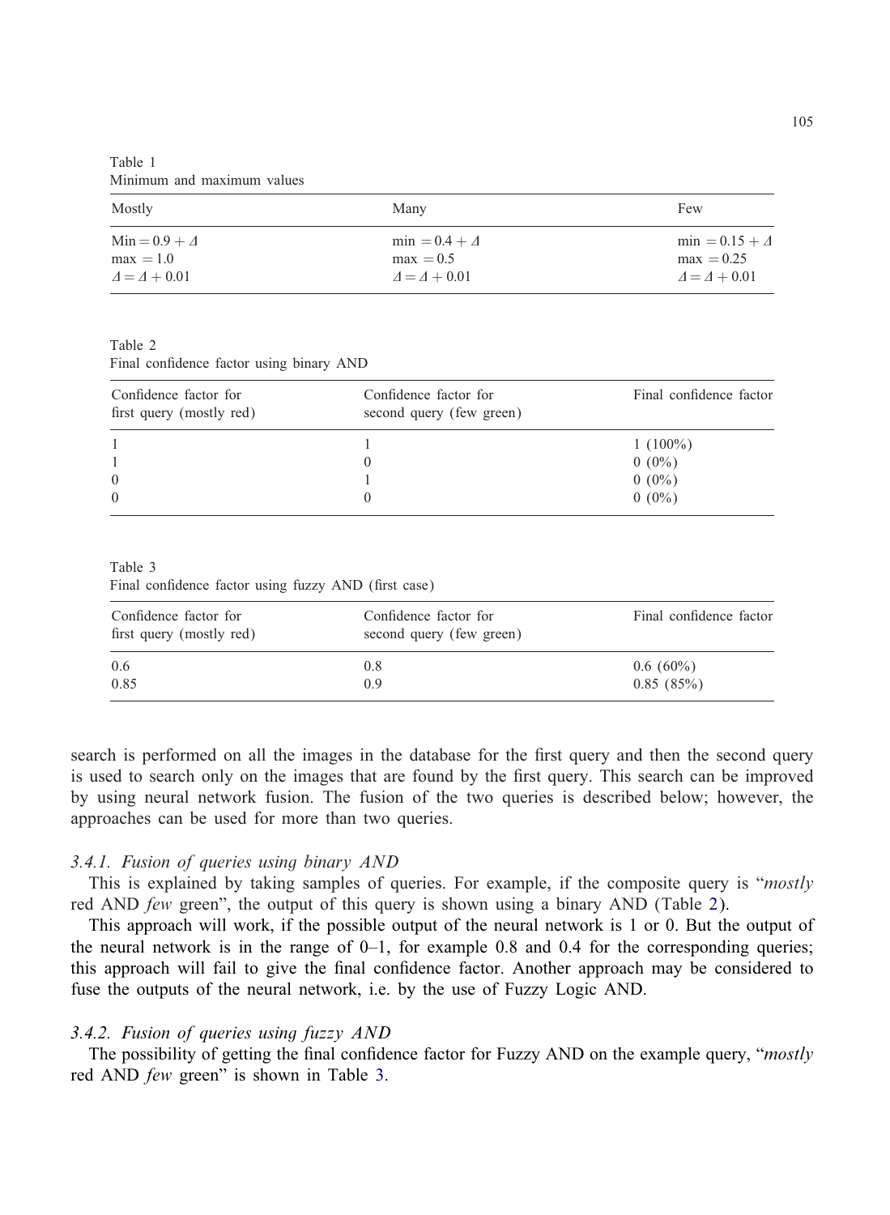Table 1
Minimum and maximum values

| Mostly | Many | Few |
|---|---|---|
| $\text{Min} = 0.9 + \Delta$ | $\text{min} = 0.4 + \Delta$ | $\text{min} = 0.15 + \Delta$ |
| $\text{max} = 1.0$ | $\text{max} = 0.5$ | $\text{max} = 0.25$ |
| $\Delta = \Delta + 0.01$ | $\Delta = \Delta + 0.01$ | $\Delta = \Delta + 0.01$ |

Table 2
Final confidence factor using binary AND

| Confidence factor for first query (mostly red) | Confidence factor for second query (few green) | Final confidence factor |
|---|---|---|
| 1 | 1 | 1 (100%) |
| 1 | 0 | 0 (0%) |
| 0 | 1 | 0 (0%) |
| 0 | 0 | 0 (0%) |

Table 3
Final confidence factor using fuzzy AND (first case)

| Confidence factor for first query (mostly red) | Confidence factor for second query (few green) | Final confidence factor |
|---|---|---|
| 0.6 | 0.8 | 0.6 (60%) |
| 0.85 | 0.9 | 0.85 (85%) |

search is performed on all the images in the database for the first query and then the second query is used to search only on the images that are found by the first query. This search can be improved by using neural network fusion. The fusion of the two queries is described below; however, the approaches can be used for more than two queries.

#### 3.4.1. Fusion of queries using binary AND

This is explained by taking samples of queries. For example, if the composite query is "*mostly* red AND *few* green", the output of this query is shown using a binary AND (Table 2).

This approach will work, if the possible output of the neural network is 1 or 0. But the output of the neural network is in the range of 0–1, for example 0.8 and 0.4 for the corresponding queries; this approach will fail to give the final confidence factor. Another approach may be considered to fuse the outputs of the neural network, i.e. by the use of Fuzzy Logic AND.

#### 3.4.2. Fusion of queries using fuzzy AND

The possibility of getting the final confidence factor for Fuzzy AND on the example query, "*mostly* red AND *few* green" is shown in Table 3.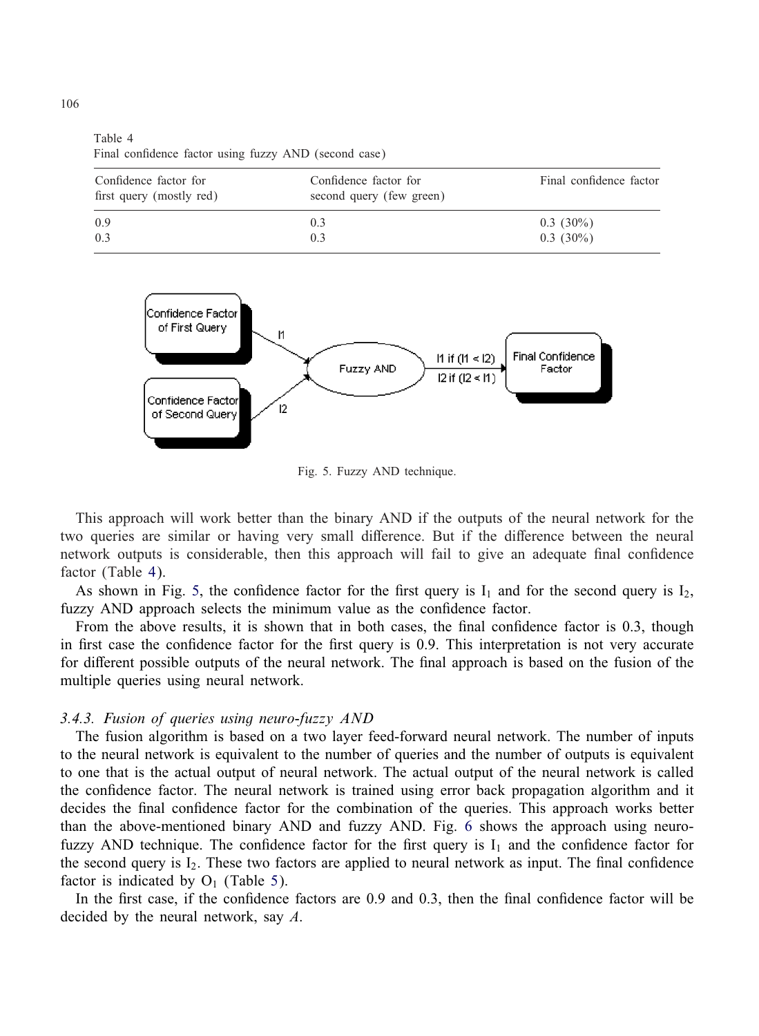Table 4
Final confidence factor using fuzzy AND (second case)

| Confidence factor for first query (mostly red) | Confidence factor for second query (few green) | Final confidence factor |
|---|---|---|
| 0.9 | 0.3 | 0.3 (30%) |
| 0.3 | 0.3 | 0.3 (30%) |

Fig. 5. Fuzzy AND technique.

This approach will work better than the binary AND if the outputs of the neural network for the two queries are similar or having very small difference. But if the difference between the neural network outputs is considerable, then this approach will fail to give an adequate final confidence factor (Table 4).

As shown in Fig. 5, the confidence factor for the first query is $I_1$ and for the second query is $I_2$, fuzzy AND approach selects the minimum value as the confidence factor.

From the above results, it is shown that in both cases, the final confidence factor is 0.3, though in first case the confidence factor for the first query is 0.9. This interpretation is not very accurate for different possible outputs of the neural network. The final approach is based on the fusion of the multiple queries using neural network.

### 3.4.3. Fusion of queries using neuro-fuzzy AND

The fusion algorithm is based on a two layer feed-forward neural network. The number of inputs to the neural network is equivalent to the number of queries and the number of outputs is equivalent to one that is the actual output of neural network. The actual output of the neural network is called the confidence factor. The neural network is trained using error back propagation algorithm and it decides the final confidence factor for the combination of the queries. This approach works better than the above-mentioned binary AND and fuzzy AND. Fig. 6 shows the approach using neuro-fuzzy AND technique. The confidence factor for the first query is $I_1$ and the confidence factor for the second query is $I_2$. These two factors are applied to neural network as input. The final confidence factor is indicated by $O_1$ (Table 5).

In the first case, if the confidence factors are 0.9 and 0.3, then the final confidence factor will be decided by the neural network, say *A*.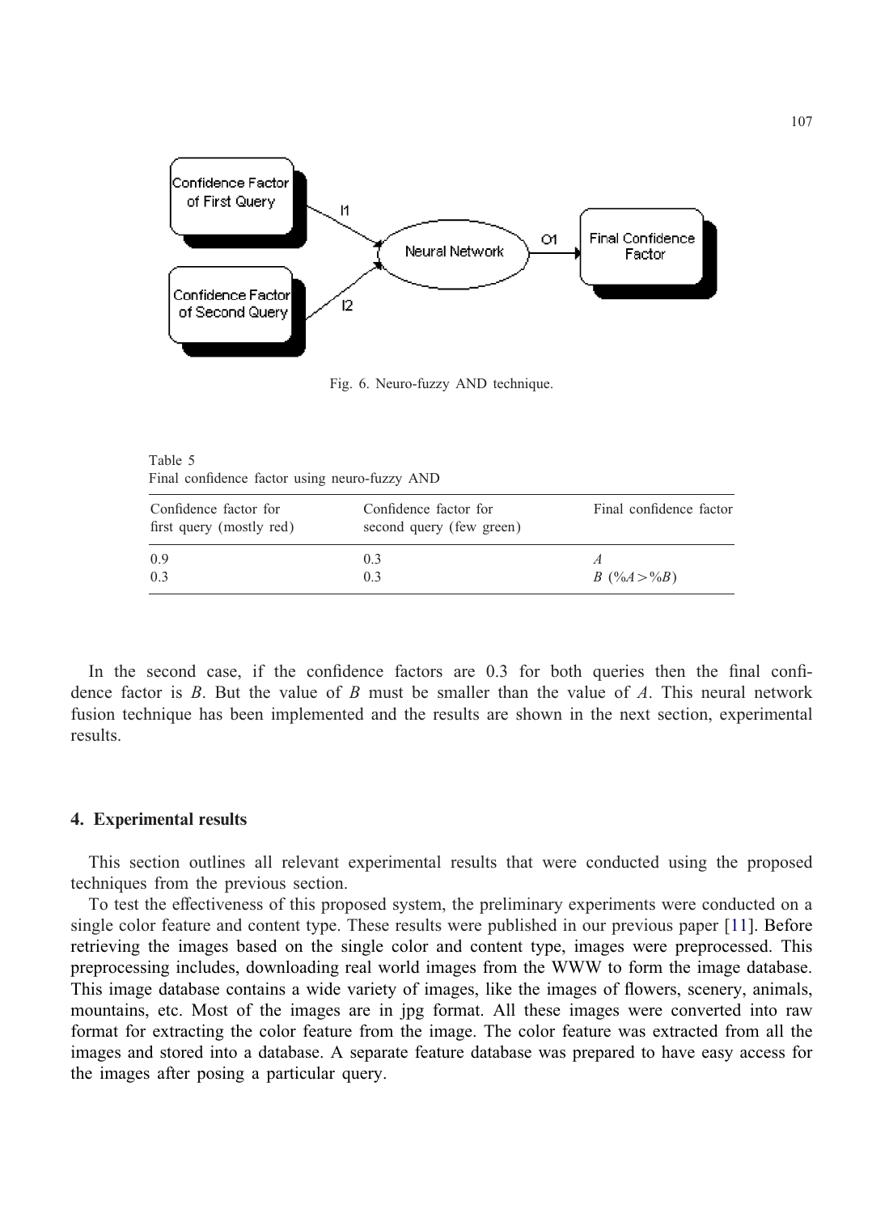Fig. 6. Neuro-fuzzy AND technique.

Table 5
Final confidence factor using neuro-fuzzy AND

| Confidence factor for first query (mostly red) | Confidence factor for second query (few green) | Final confidence factor |
|---|---|---|
| 0.9 | 0.3 | $A$ |
| 0.3 | 0.3 | $B$ ($\%A > \%B$) |

In the second case, if the confidence factors are 0.3 for both queries then the final confidence factor is $B$. But the value of $B$ must be smaller than the value of $A$. This neural network fusion technique has been implemented and the results are shown in the next section, experimental results.

## 4. Experimental results

This section outlines all relevant experimental results that were conducted using the proposed techniques from the previous section.

To test the effectiveness of this proposed system, the preliminary experiments were conducted on a single color feature and content type. These results were published in our previous paper [11]. Before retrieving the images based on the single color and content type, images were preprocessed. This preprocessing includes, downloading real world images from the WWW to form the image database. This image database contains a wide variety of images, like the images of flowers, scenery, animals, mountains, etc. Most of the images are in jpg format. All these images were converted into raw format for extracting the color feature from the image. The color feature was extracted from all the images and stored into a database. A separate feature database was prepared to have easy access for the images after posing a particular query.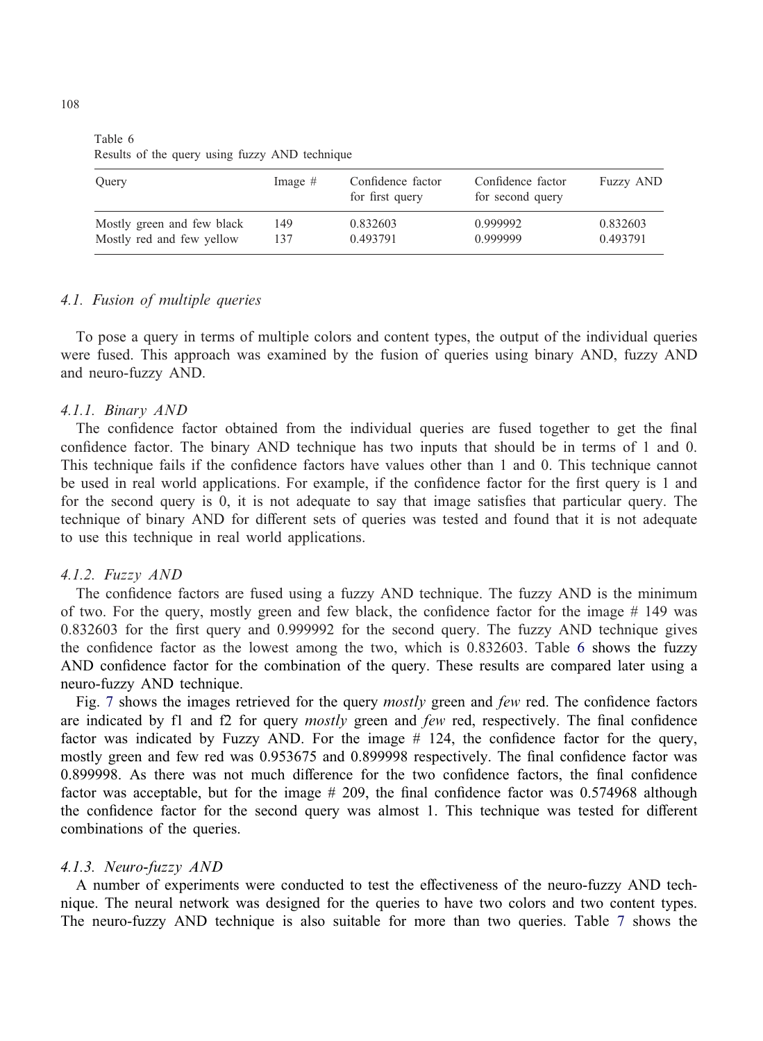Table 6
Results of the query using fuzzy AND technique

| Query | Image # | Confidence factor for first query | Confidence factor for second query | Fuzzy AND |
|---|---|---|---|---|
| Mostly green and few black | 149 | 0.832603 | 0.999992 | 0.832603 |
| Mostly red and few yellow | 137 | 0.493791 | 0.999999 | 0.493791 |

### 4.1. *Fusion of multiple queries*

To pose a query in terms of multiple colors and content types, the output of the individual queries were fused. This approach was examined by the fusion of queries using binary AND, fuzzy AND and neuro-fuzzy AND.

#### 4.1.1. *Binary AND*

The confidence factor obtained from the individual queries are fused together to get the final confidence factor. The binary AND technique has two inputs that should be in terms of 1 and 0. This technique fails if the confidence factors have values other than 1 and 0. This technique cannot be used in real world applications. For example, if the confidence factor for the first query is 1 and for the second query is 0, it is not adequate to say that image satisfies that particular query. The technique of binary AND for different sets of queries was tested and found that it is not adequate to use this technique in real world applications.

#### 4.1.2. *Fuzzy AND*

The confidence factors are fused using a fuzzy AND technique. The fuzzy AND is the minimum of two. For the query, mostly green and few black, the confidence factor for the image # 149 was 0.832603 for the first query and 0.999992 for the second query. The fuzzy AND technique gives the confidence factor as the lowest among the two, which is 0.832603. Table 6 shows the fuzzy AND confidence factor for the combination of the query. These results are compared later using a neuro-fuzzy AND technique.

Fig. 7 shows the images retrieved for the query *mostly* green and *few* red. The confidence factors are indicated by f1 and f2 for query *mostly* green and *few* red, respectively. The final confidence factor was indicated by Fuzzy AND. For the image # 124, the confidence factor for the query, mostly green and few red was 0.953675 and 0.899998 respectively. The final confidence factor was 0.899998. As there was not much difference for the two confidence factors, the final confidence factor was acceptable, but for the image # 209, the final confidence factor was 0.574968 although the confidence factor for the second query was almost 1. This technique was tested for different combinations of the queries.

#### 4.1.3. *Neuro-fuzzy AND*

A number of experiments were conducted to test the effectiveness of the neuro-fuzzy AND technique. The neural network was designed for the queries to have two colors and two content types. The neuro-fuzzy AND technique is also suitable for more than two queries. Table 7 shows the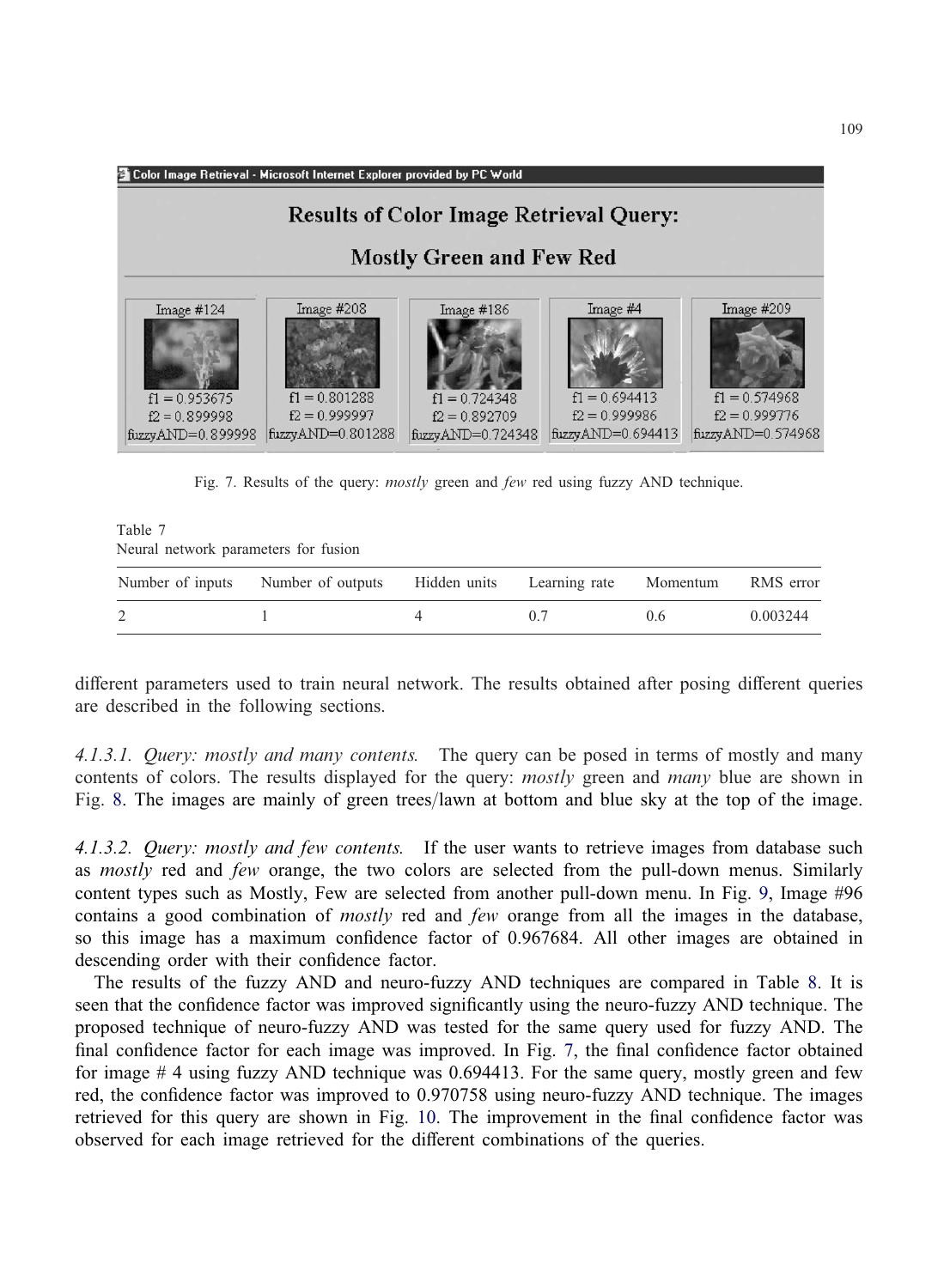Fig. 7. Results of the query: *mostly* green and *few* red using fuzzy AND technique.

Table 7
Neural network parameters for fusion

| Number of inputs | Number of outputs | Hidden units | Learning rate | Momentum | RMS error |
|---|---|---|---|---|---|
| 2 | 1 | 4 | 0.7 | 0.6 | 0.003244 |

different parameters used to train neural network. The results obtained after posing different queries are described in the following sections.

*4.1.3.1. Query: mostly and many contents.* The query can be posed in terms of mostly and many contents of colors. The results displayed for the query: *mostly* green and *many* blue are shown in Fig. 8. The images are mainly of green trees/lawn at bottom and blue sky at the top of the image.

*4.1.3.2. Query: mostly and few contents.* If the user wants to retrieve images from database such as *mostly* red and *few* orange, the two colors are selected from the pull-down menus. Similarly content types such as Mostly, Few are selected from another pull-down menu. In Fig. 9, Image #96 contains a good combination of *mostly* red and *few* orange from all the images in the database, so this image has a maximum confidence factor of 0.967684. All other images are obtained in descending order with their confidence factor.

The results of the fuzzy AND and neuro-fuzzy AND techniques are compared in Table 8. It is seen that the confidence factor was improved significantly using the neuro-fuzzy AND technique. The proposed technique of neuro-fuzzy AND was tested for the same query used for fuzzy AND. The final confidence factor for each image was improved. In Fig. 7, the final confidence factor obtained for image # 4 using fuzzy AND technique was 0.694413. For the same query, mostly green and few red, the confidence factor was improved to 0.970758 using neuro-fuzzy AND technique. The images retrieved for this query are shown in Fig. 10. The improvement in the final confidence factor was observed for each image retrieved for the different combinations of the queries.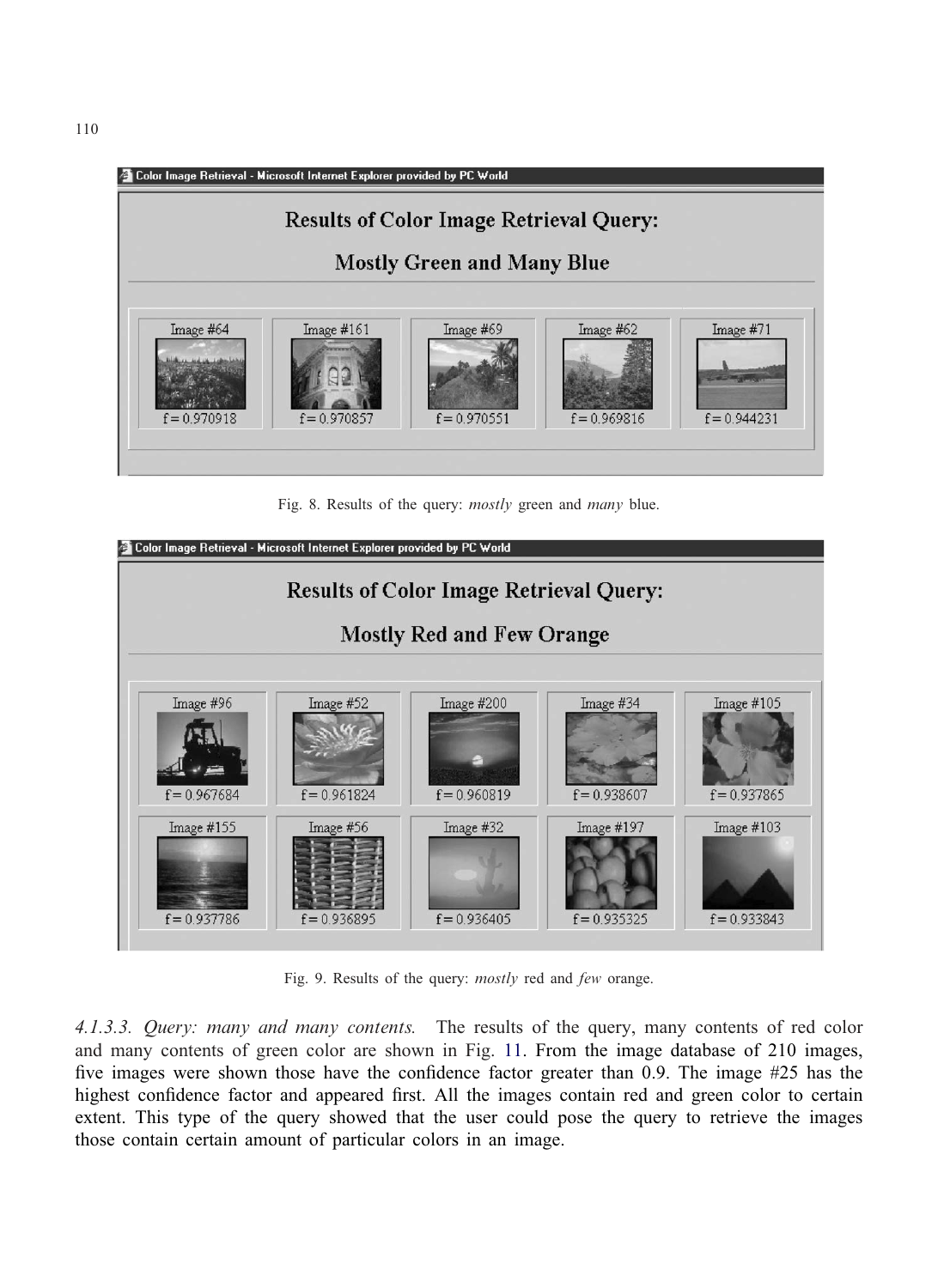Fig. 8. Results of the query: *mostly* green and *many* blue.

Fig. 9. Results of the query: *mostly* red and *few* orange.

*4.1.3.3. Query: many and many contents.* The results of the query, many contents of red color and many contents of green color are shown in Fig. 11. From the image database of 210 images, five images were shown those have the confidence factor greater than 0.9. The image #25 has the highest confidence factor and appeared first. All the images contain red and green color to certain extent. This type of the query showed that the user could pose the query to retrieve the images those contain certain amount of particular colors in an image.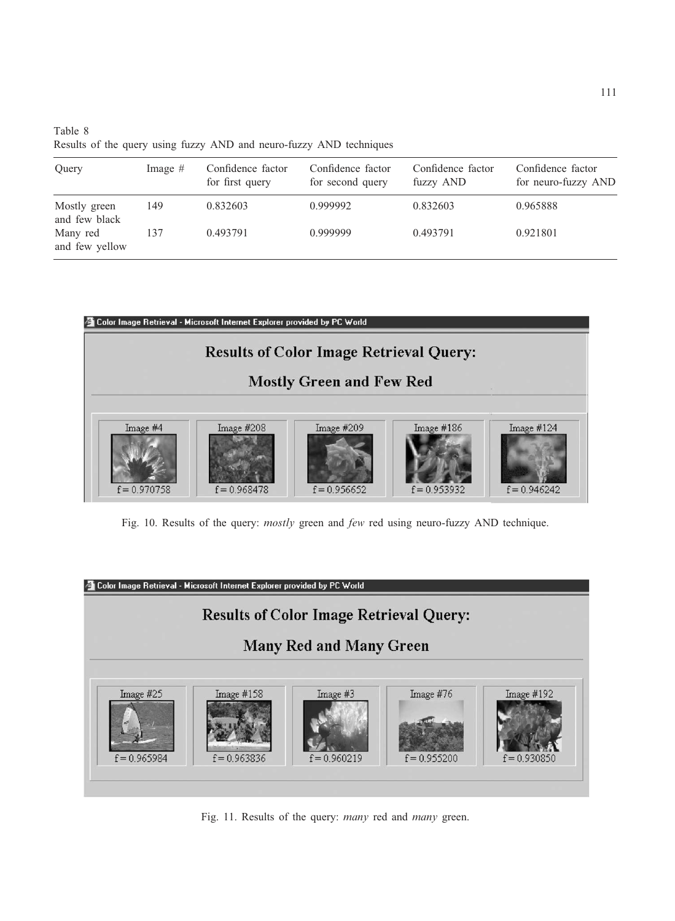Table 8
Results of the query using fuzzy AND and neuro-fuzzy AND techniques

| Query | Image # | Confidence factor for first query | Confidence factor for second query | Confidence factor fuzzy AND | Confidence factor for neuro-fuzzy AND |
|---|---|---|---|---|---|
| Mostly green and few black | 149 | 0.832603 | 0.999992 | 0.832603 | 0.965888 |
| Many red and few yellow | 137 | 0.493791 | 0.999999 | 0.493791 | 0.921801 |

Fig. 10. Results of the query: *mostly* green and *few* red using neuro-fuzzy AND technique.

Fig. 11. Results of the query: *many* red and *many* green.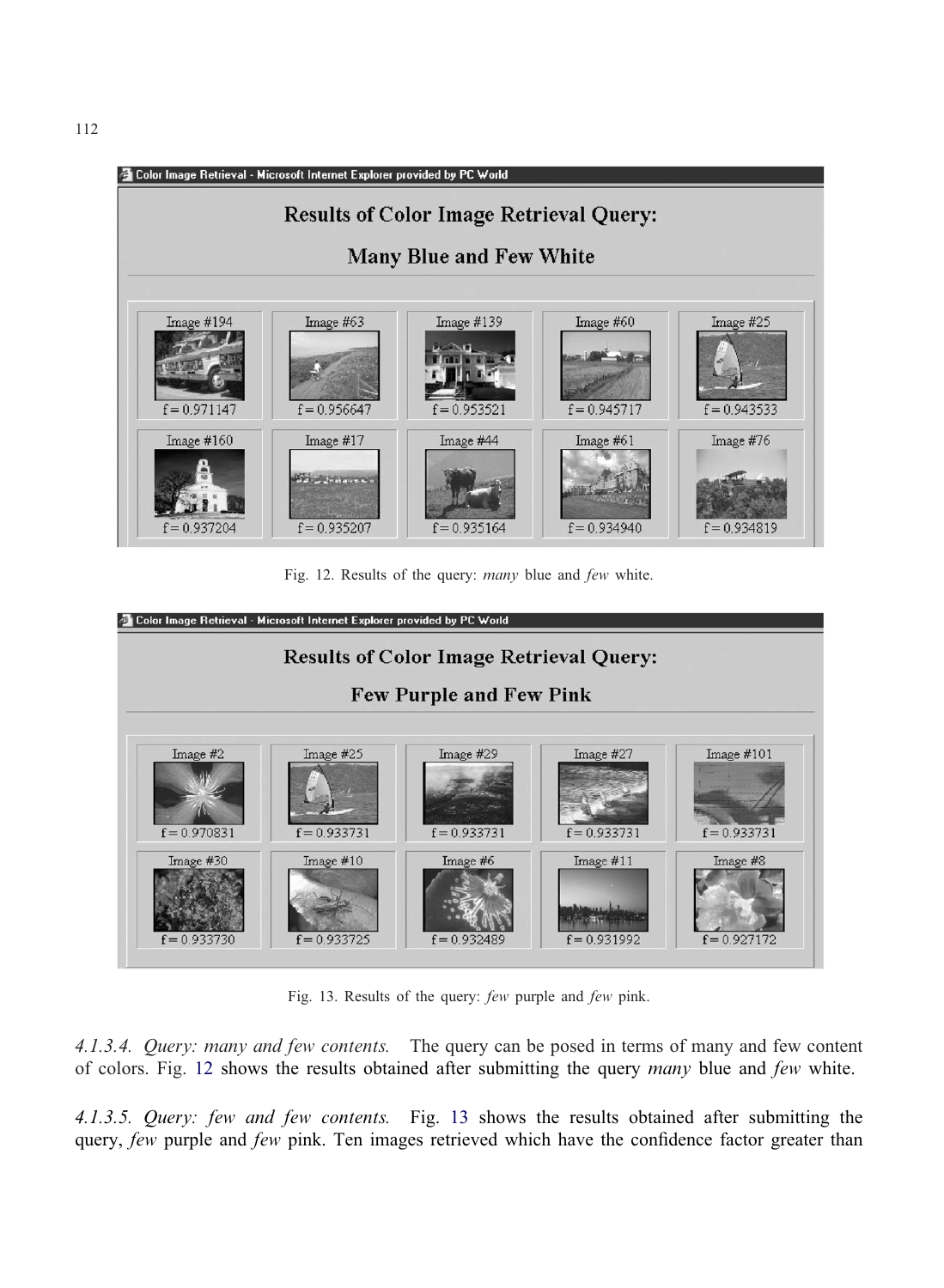Fig. 12. Results of the query: *many* blue and *few* white.

Fig. 13. Results of the query: *few* purple and *few* pink.

*4.1.3.4. Query: many and few contents.* The query can be posed in terms of many and few content of colors. Fig. 12 shows the results obtained after submitting the query *many* blue and *few* white.

*4.1.3.5. Query: few and few contents.* Fig. 13 shows the results obtained after submitting the query, *few* purple and *few* pink. Ten images retrieved which have the confidence factor greater than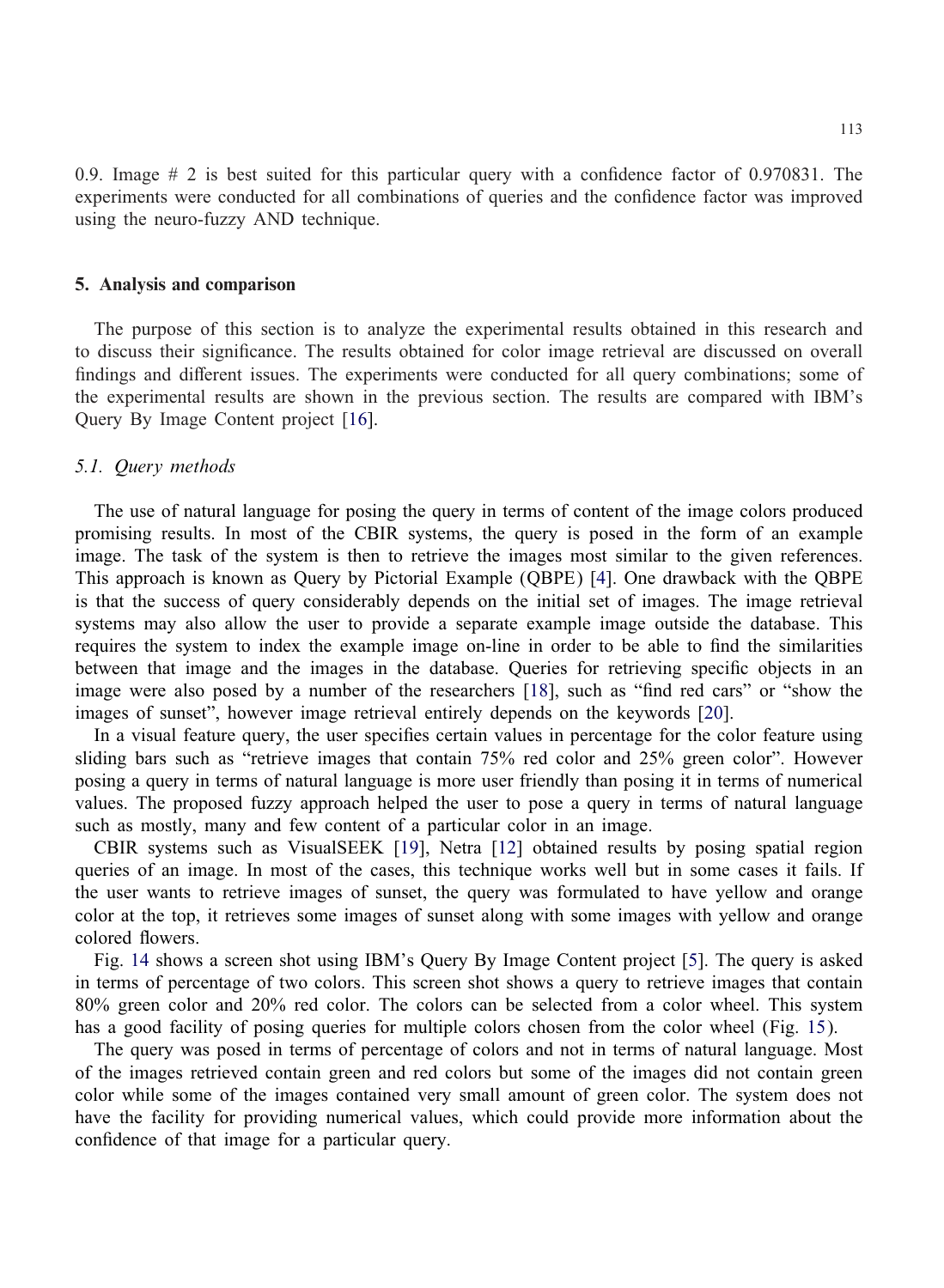0.9. Image # 2 is best suited for this particular query with a confidence factor of 0.970831. The experiments were conducted for all combinations of queries and the confidence factor was improved using the neuro-fuzzy AND technique.

## 5. Analysis and comparison

The purpose of this section is to analyze the experimental results obtained in this research and to discuss their significance. The results obtained for color image retrieval are discussed on overall findings and different issues. The experiments were conducted for all query combinations; some of the experimental results are shown in the previous section. The results are compared with IBM's Query By Image Content project [16].

### *5.1. Query methods*

The use of natural language for posing the query in terms of content of the image colors produced promising results. In most of the CBIR systems, the query is posed in the form of an example image. The task of the system is then to retrieve the images most similar to the given references. This approach is known as Query by Pictorial Example (QBPE) [4]. One drawback with the QBPE is that the success of query considerably depends on the initial set of images. The image retrieval systems may also allow the user to provide a separate example image outside the database. This requires the system to index the example image on-line in order to be able to find the similarities between that image and the images in the database. Queries for retrieving specific objects in an image were also posed by a number of the researchers [18], such as "find red cars" or "show the images of sunset", however image retrieval entirely depends on the keywords [20].

In a visual feature query, the user specifies certain values in percentage for the color feature using sliding bars such as "retrieve images that contain 75% red color and 25% green color". However posing a query in terms of natural language is more user friendly than posing it in terms of numerical values. The proposed fuzzy approach helped the user to pose a query in terms of natural language such as mostly, many and few content of a particular color in an image.

CBIR systems such as VisualSEEK [19], Netra [12] obtained results by posing spatial region queries of an image. In most of the cases, this technique works well but in some cases it fails. If the user wants to retrieve images of sunset, the query was formulated to have yellow and orange color at the top, it retrieves some images of sunset along with some images with yellow and orange colored flowers.

Fig. 14 shows a screen shot using IBM's Query By Image Content project [5]. The query is asked in terms of percentage of two colors. This screen shot shows a query to retrieve images that contain 80% green color and 20% red color. The colors can be selected from a color wheel. This system has a good facility of posing queries for multiple colors chosen from the color wheel (Fig. 15).

The query was posed in terms of percentage of colors and not in terms of natural language. Most of the images retrieved contain green and red colors but some of the images did not contain green color while some of the images contained very small amount of green color. The system does not have the facility for providing numerical values, which could provide more information about the confidence of that image for a particular query.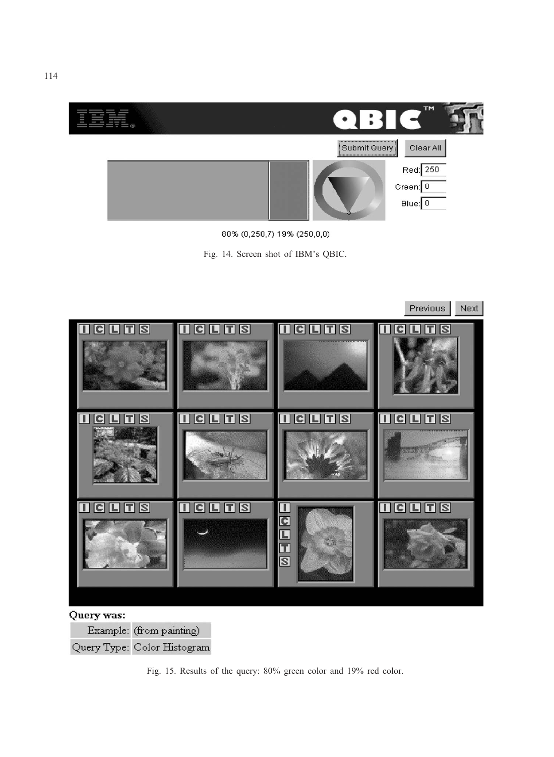Fig. 14. Screen shot of IBM's QBIC.

Fig. 15. Results of the query: 80% green color and 19% red color.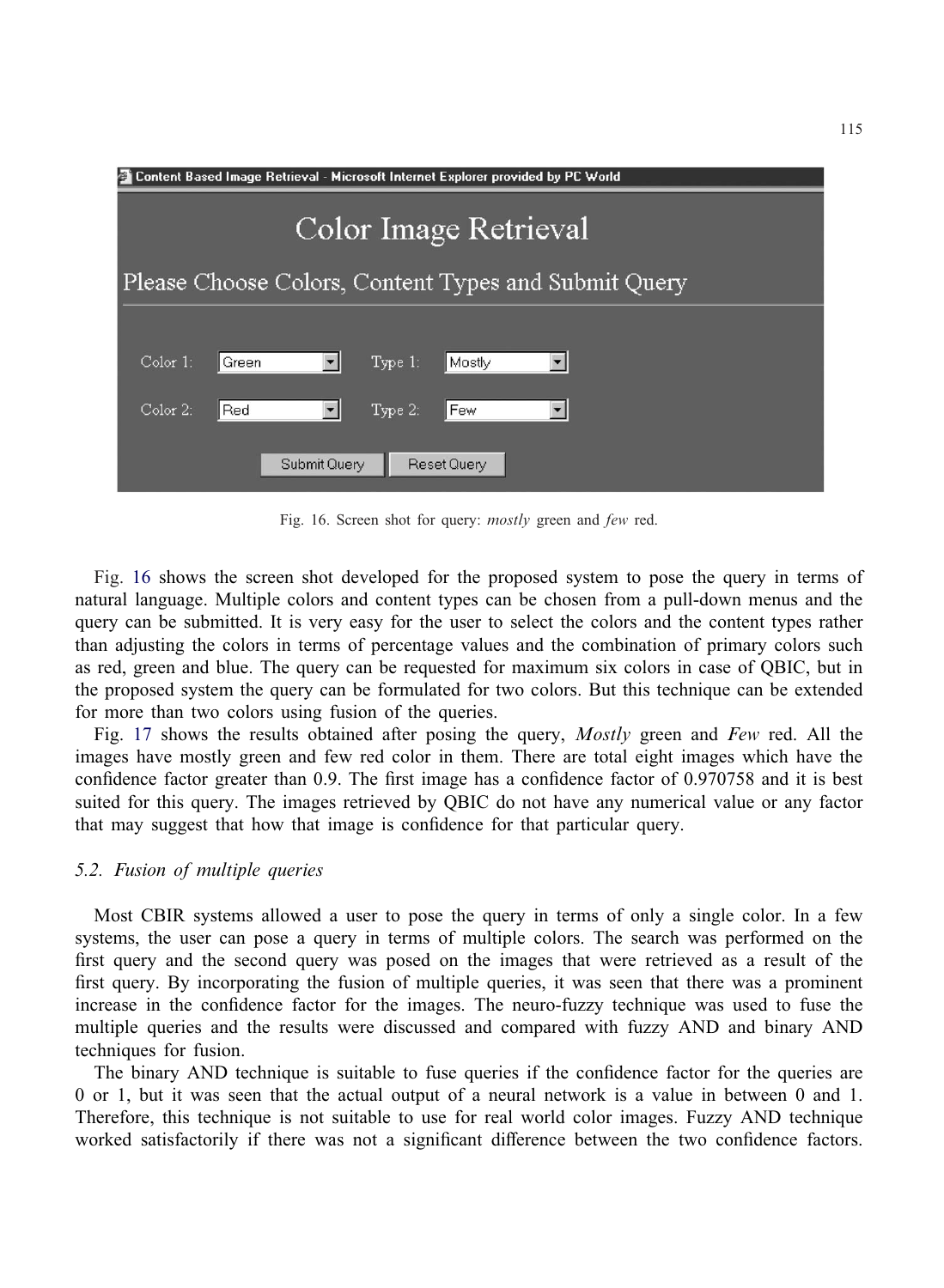Content Based Image Retrieval - Microsoft Internet Explorer provided by PC World

Color Image Retrieval

Please Choose Colors, Content Types and Submit Query

Color 1: Green
Type 1: Mostly
Color 2: Red
Type 2: Few

Submit Query
Reset Query

Fig. 16. Screen shot for query: *mostly* green and *few* red.

Fig. 16 shows the screen shot developed for the proposed system to pose the query in terms of natural language. Multiple colors and content types can be chosen from a pull-down menus and the query can be submitted. It is very easy for the user to select the colors and the content types rather than adjusting the colors in terms of percentage values and the combination of primary colors such as red, green and blue. The query can be requested for maximum six colors in case of QBIC, but in the proposed system the query can be formulated for two colors. But this technique can be extended for more than two colors using fusion of the queries.

Fig. 17 shows the results obtained after posing the query, *Mostly* green and *Few* red. All the images have mostly green and few red color in them. There are total eight images which have the confidence factor greater than 0.9. The first image has a confidence factor of 0.970758 and it is best suited for this query. The images retrieved by QBIC do not have any numerical value or any factor that may suggest that how that image is confidence for that particular query.

### 5.2. Fusion of multiple queries

Most CBIR systems allowed a user to pose the query in terms of only a single color. In a few systems, the user can pose a query in terms of multiple colors. The search was performed on the first query and the second query was posed on the images that were retrieved as a result of the first query. By incorporating the fusion of multiple queries, it was seen that there was a prominent increase in the confidence factor for the images. The neuro-fuzzy technique was used to fuse the multiple queries and the results were discussed and compared with fuzzy AND and binary AND techniques for fusion.

The binary AND technique is suitable to fuse queries if the confidence factor for the queries are 0 or 1, but it was seen that the actual output of a neural network is a value in between 0 and 1. Therefore, this technique is not suitable to use for real world color images. Fuzzy AND technique worked satisfactorily if there was not a significant difference between the two confidence factors.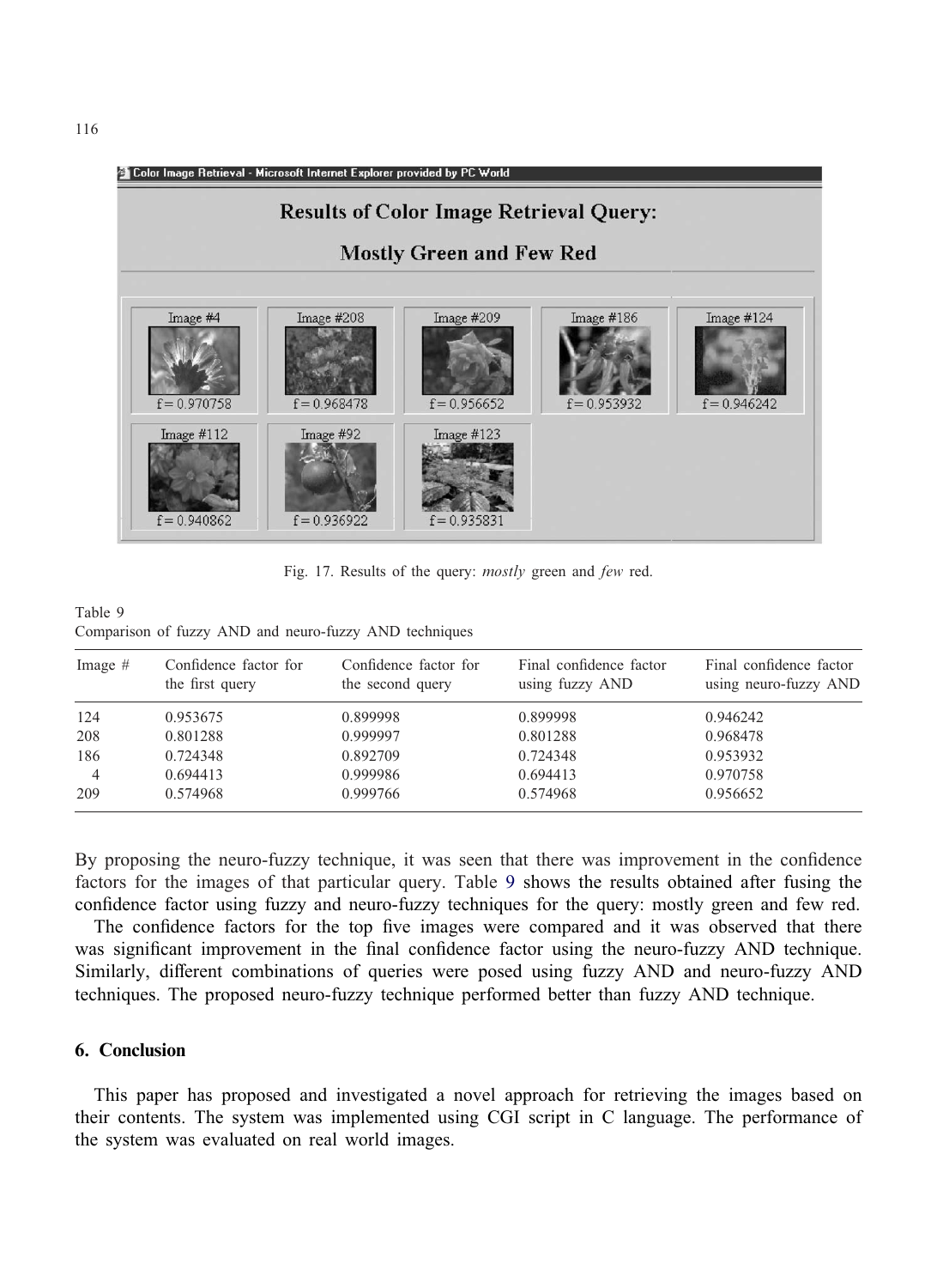Fig. 17. Results of the query: *mostly* green and *few* red.

Table 9
Comparison of fuzzy AND and neuro-fuzzy AND techniques

| Image # | Confidence factor for the first query | Confidence factor for the second query | Final confidence factor using fuzzy AND | Final confidence factor using neuro-fuzzy AND |
|---|---|---|---|---|
| 124 | 0.953675 | 0.899998 | 0.899998 | 0.946242 |
| 208 | 0.801288 | 0.999997 | 0.801288 | 0.968478 |
| 186 | 0.724348 | 0.892709 | 0.724348 | 0.953932 |
| 4 | 0.694413 | 0.999986 | 0.694413 | 0.970758 |
| 209 | 0.574968 | 0.999766 | 0.574968 | 0.956652 |

By proposing the neuro-fuzzy technique, it was seen that there was improvement in the confidence factors for the images of that particular query. Table 9 shows the results obtained after fusing the confidence factor using fuzzy and neuro-fuzzy techniques for the query: mostly green and few red.

The confidence factors for the top five images were compared and it was observed that there was significant improvement in the final confidence factor using the neuro-fuzzy AND technique. Similarly, different combinations of queries were posed using fuzzy AND and neuro-fuzzy AND techniques. The proposed neuro-fuzzy technique performed better than fuzzy AND technique.

## 6. Conclusion

This paper has proposed and investigated a novel approach for retrieving the images based on their contents. The system was implemented using CGI script in C language. The performance of the system was evaluated on real world images.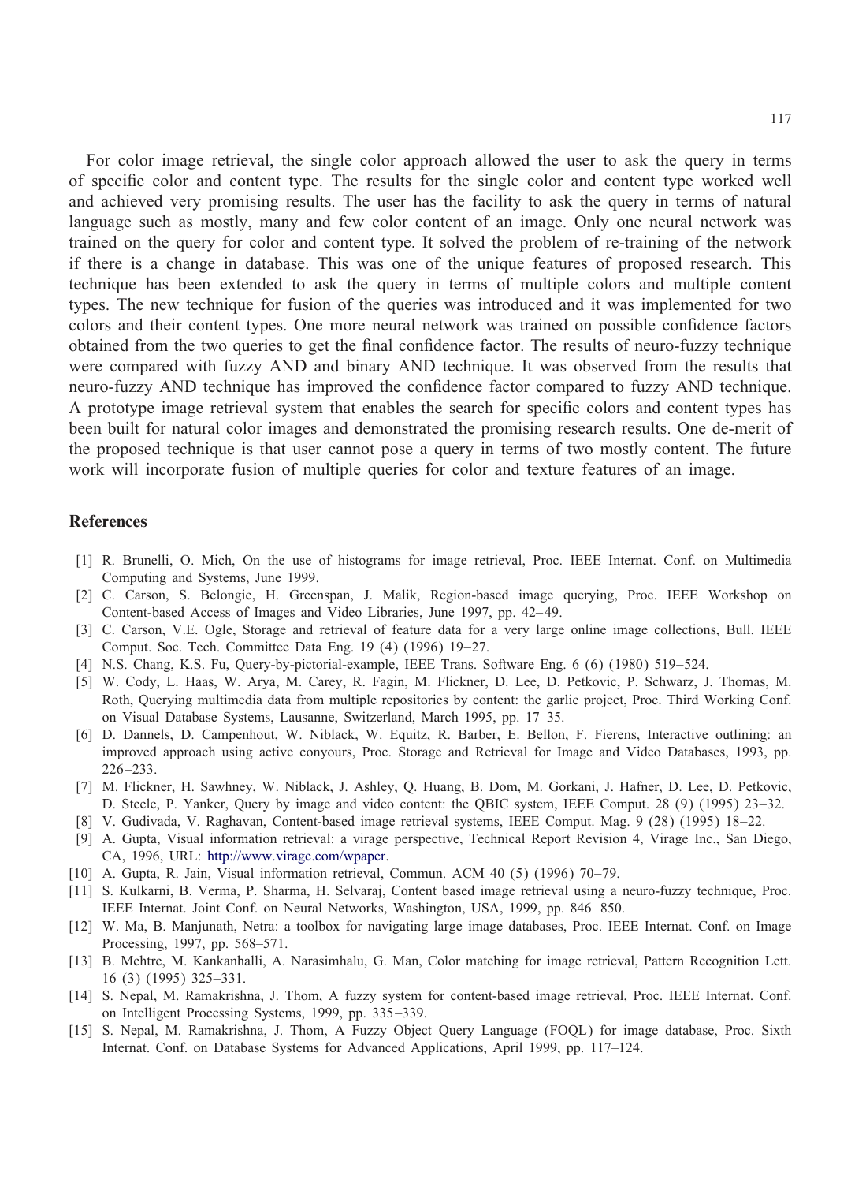For color image retrieval, the single color approach allowed the user to ask the query in terms of specific color and content type. The results for the single color and content type worked well and achieved very promising results. The user has the facility to ask the query in terms of natural language such as mostly, many and few color content of an image. Only one neural network was trained on the query for color and content type. It solved the problem of re-training of the network if there is a change in database. This was one of the unique features of proposed research. This technique has been extended to ask the query in terms of multiple colors and multiple content types. The new technique for fusion of the queries was introduced and it was implemented for two colors and their content types. One more neural network was trained on possible confidence factors obtained from the two queries to get the final confidence factor. The results of neuro-fuzzy technique were compared with fuzzy AND and binary AND technique. It was observed from the results that neuro-fuzzy AND technique has improved the confidence factor compared to fuzzy AND technique. A prototype image retrieval system that enables the search for specific colors and content types has been built for natural color images and demonstrated the promising research results. One de-merit of the proposed technique is that user cannot pose a query in terms of two mostly content. The future work will incorporate fusion of multiple queries for color and texture features of an image.

## References

[1] R. Brunelli, O. Mich, On the use of histograms for image retrieval, Proc. IEEE Internat. Conf. on Multimedia Computing and Systems, June 1999.

[2] C. Carson, S. Belongie, H. Greenspan, J. Malik, Region-based image querying, Proc. IEEE Workshop on Content-based Access of Images and Video Libraries, June 1997, pp. 42–49.

[3] C. Carson, V.E. Ogle, Storage and retrieval of feature data for a very large online image collections, Bull. IEEE Comput. Soc. Tech. Committee Data Eng. 19 (4) (1996) 19–27.

[4] N.S. Chang, K.S. Fu, Query-by-pictorial-example, IEEE Trans. Software Eng. 6 (6) (1980) 519–524.

[5] W. Cody, L. Haas, W. Arya, M. Carey, R. Fagin, M. Flickner, D. Lee, D. Petkovic, P. Schwarz, J. Thomas, M. Roth, Querying multimedia data from multiple repositories by content: the garlic project, Proc. Third Working Conf. on Visual Database Systems, Lausanne, Switzerland, March 1995, pp. 17–35.

[6] D. Dannels, D. Campenhout, W. Niblack, W. Equitz, R. Barber, E. Bellon, F. Fierens, Interactive outlining: an improved approach using active conyours, Proc. Storage and Retrieval for Image and Video Databases, 1993, pp. 226–233.

[7] M. Flickner, H. Sawhney, W. Niblack, J. Ashley, Q. Huang, B. Dom, M. Gorkani, J. Hafner, D. Lee, D. Petkovic, D. Steele, P. Yanker, Query by image and video content: the QBIC system, IEEE Comput. 28 (9) (1995) 23–32.

[8] V. Gudivada, V. Raghavan, Content-based image retrieval systems, IEEE Comput. Mag. 9 (28) (1995) 18–22.

[9] A. Gupta, Visual information retrieval: a virage perspective, Technical Report Revision 4, Virage Inc., San Diego, CA, 1996, URL: http://www.virage.com/wpaper.

[10] A. Gupta, R. Jain, Visual information retrieval, Commun. ACM 40 (5) (1996) 70–79.

[11] S. Kulkarni, B. Verma, P. Sharma, H. Selvaraj, Content based image retrieval using a neuro-fuzzy technique, Proc. IEEE Internat. Joint Conf. on Neural Networks, Washington, USA, 1999, pp. 846–850.

[12] W. Ma, B. Manjunath, Netra: a toolbox for navigating large image databases, Proc. IEEE Internat. Conf. on Image Processing, 1997, pp. 568–571.

[13] B. Mehtre, M. Kankanhalli, A. Narasimhalu, G. Man, Color matching for image retrieval, Pattern Recognition Lett. 16 (3) (1995) 325–331.

[14] S. Nepal, M. Ramakrishna, J. Thom, A fuzzy system for content-based image retrieval, Proc. IEEE Internat. Conf. on Intelligent Processing Systems, 1999, pp. 335–339.

[15] S. Nepal, M. Ramakrishna, J. Thom, A Fuzzy Object Query Language (FOQL) for image database, Proc. Sixth Internat. Conf. on Database Systems for Advanced Applications, April 1999, pp. 117–124.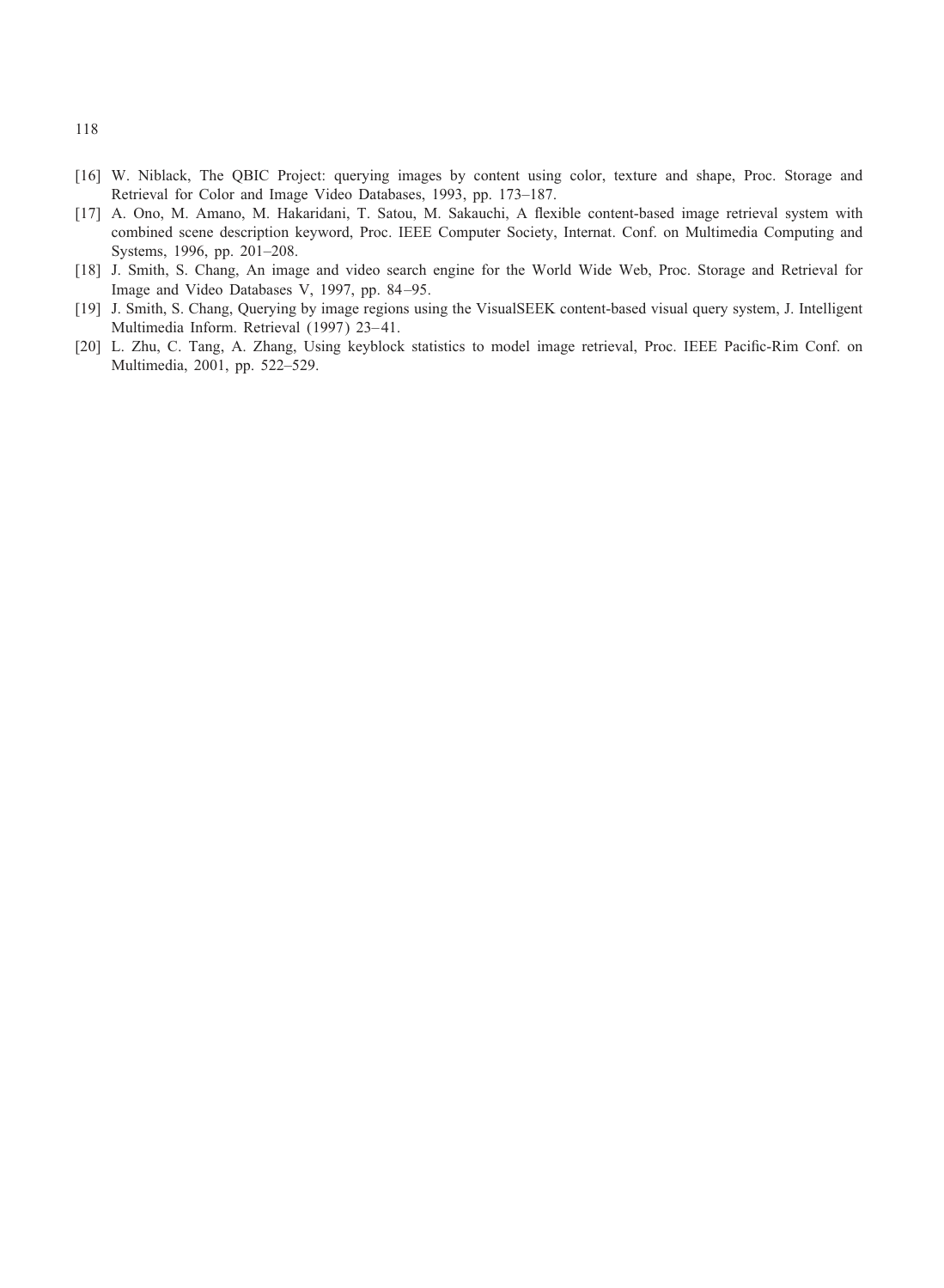[16] W. Niblack, The QBIC Project: querying images by content using color, texture and shape, Proc. Storage and Retrieval for Color and Image Video Databases, 1993, pp. 173–187.

[17] A. Ono, M. Amano, M. Hakaridani, T. Satou, M. Sakauchi, A flexible content-based image retrieval system with combined scene description keyword, Proc. IEEE Computer Society, Internat. Conf. on Multimedia Computing and Systems, 1996, pp. 201–208.

[18] J. Smith, S. Chang, An image and video search engine for the World Wide Web, Proc. Storage and Retrieval for Image and Video Databases V, 1997, pp. 84–95.

[19] J. Smith, S. Chang, Querying by image regions using the VisualSEEK content-based visual query system, J. Intelligent Multimedia Inform. Retrieval (1997) 23–41.

[20] L. Zhu, C. Tang, A. Zhang, Using keyblock statistics to model image retrieval, Proc. IEEE Pacific-Rim Conf. on Multimedia, 2001, pp. 522–529.